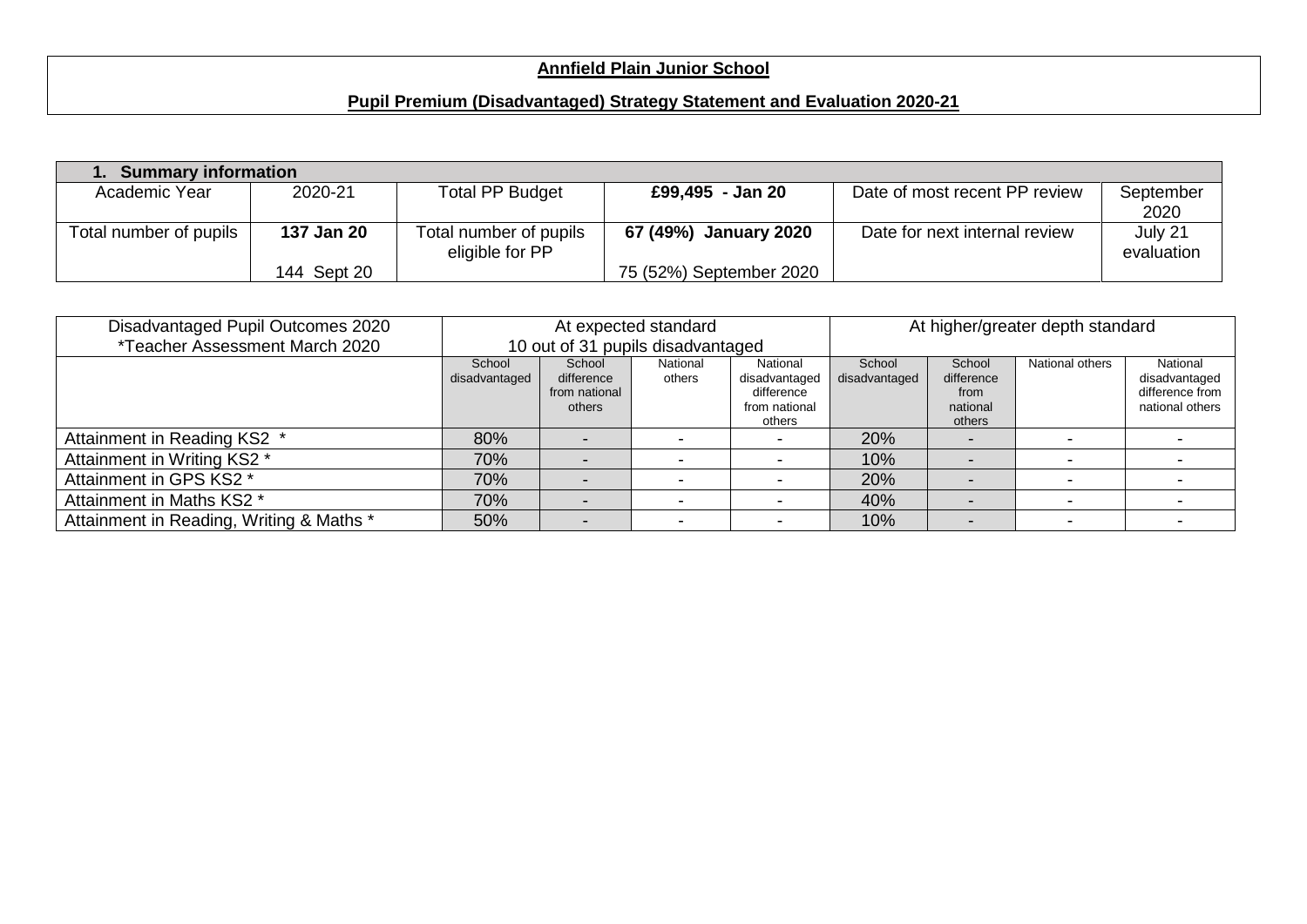# Annfield Plain Junior School

## Pupil Premium (Disadvantaged) Strategy Statement and Evaluation 2020-21

| **1. Summary information** | | | | | |
|---|---|---|---|---|---|
| Academic Year | 2020-21 | Total PP Budget | **£99,495 - Jan 20** | Date of most recent PP review | September 2020 |
| Total number of pupils | **137 Jan 20**<br><br>144 Sept 20 | Total number of pupils eligible for PP | **67 (49%) January 2020**<br><br>75 (52%) September 2020 | Date for next internal review | July 21 evaluation |

| Disadvantaged Pupil Outcomes 2020<br>*Teacher Assessment March 2020 | At expected standard<br>10 out of 31 pupils disadvantaged | | | | At higher/greater depth standard | | | |
|---|---|---|---|---|---|---|---|---|
| | School disadvantaged | School difference from national others | National others | National disadvantaged difference from national others | School disadvantaged | School difference from national others | National others | National disadvantaged difference from national others |
| Attainment in Reading KS2 * | 80% | - | - | - | 20% | - | - | - |
| Attainment in Writing KS2 * | 70% | - | - | - | 10% | - | - | - |
| Attainment in GPS KS2 * | 70% | - | - | - | 20% | - | - | - |
| Attainment in Maths KS2 * | 70% | - | - | - | 40% | - | - | - |
| Attainment in Reading, Writing & Maths * | 50% | - | - | - | 10% | - | - | - |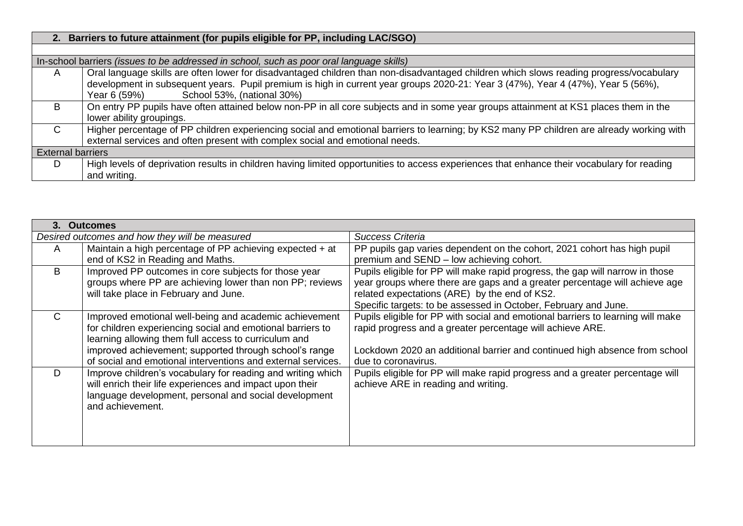| 2. Barriers to future attainment (for pupils eligible for PP, including LAC/SGO) | |
|---|---|
| | |
| In-school barriers *(issues to be addressed in school, such as poor oral language skills)* | |
| A | Oral language skills are often lower for disadvantaged children than non-disadvantaged children which slows reading progress/vocabulary development in subsequent years. Pupil premium is high in current year groups 2020-21: Year 3 (47%), Year 4 (47%), Year 5 (56%), Year 6 (59%) School 53%, (national 30%) |
| B | On entry PP pupils have often attained below non-PP in all core subjects and in some year groups attainment at KS1 places them in the lower ability groupings. |
| C | Higher percentage of PP children experiencing social and emotional barriers to learning; by KS2 many PP children are already working with external services and often present with complex social and emotional needs. |
| External barriers | |
| D | High levels of deprivation results in children having limited opportunities to access experiences that enhance their vocabulary for reading and writing. |

| 3. Outcomes | | |
|---|---|---|
| *Desired outcomes and how they will be measured* | | *Success Criteria* |
| A | Maintain a high percentage of PP achieving expected + at end of KS2 in Reading and Maths. | PP pupils gap varies dependent on the cohort, 2021 cohort has high pupil premium and SEND – low achieving cohort. |
| B | Improved PP outcomes in core subjects for those year groups where PP are achieving lower than non PP; reviews will take place in February and June. | Pupils eligible for PP will make rapid progress, the gap will narrow in those year groups where there are gaps and a greater percentage will achieve age related expectations (ARE) by the end of KS2.<br>Specific targets: to be assessed in October, February and June. |
| C | Improved emotional well-being and academic achievement for children experiencing social and emotional barriers to learning allowing them full access to curriculum and improved achievement; supported through school's range of social and emotional interventions and external services. | Pupils eligible for PP with social and emotional barriers to learning will make rapid progress and a greater percentage will achieve ARE.<br><br>Lockdown 2020 an additional barrier and continued high absence from school due to coronavirus. |
| D | Improve children's vocabulary for reading and writing which will enrich their life experiences and impact upon their language development, personal and social development and achievement. | Pupils eligible for PP will make rapid progress and a greater percentage will achieve ARE in reading and writing. |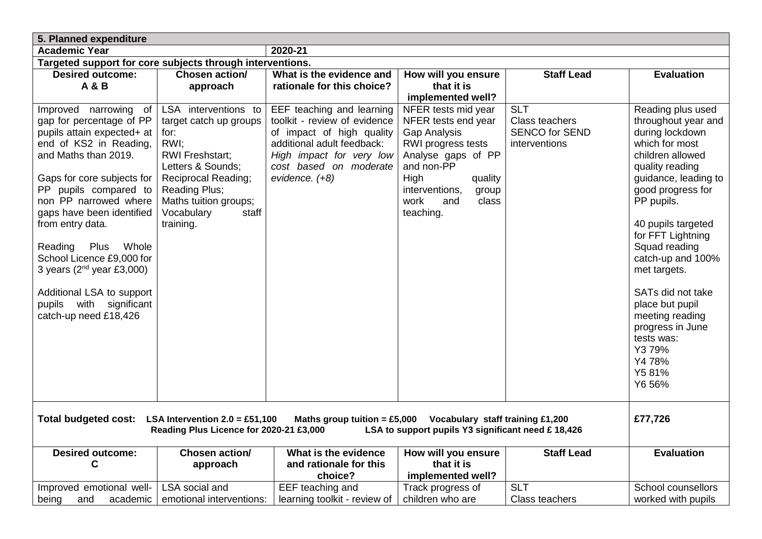| 5. Planned expenditure | | | | | |
|---|---|---|---|---|---|
| **Academic Year** | | **2020-21** | | | |
| **Targeted support for core subjects through interventions.** | | | | | |
| **Desired outcome: A & B** | **Chosen action/ approach** | **What is the evidence and rationale for this choice?** | **How will you ensure that it is implemented well?** | **Staff Lead** | **Evaluation** |
| Improved narrowing of gap for percentage of PP pupils attain expected+ at end of KS2 in Reading, and Maths than 2019.<br><br>Gaps for core subjects for PP pupils compared to non PP narrowed where gaps have been identified from entry data.<br><br>Reading Plus Whole School Licence £9,000 for 3 years (2nd year £3,000)<br><br>Additional LSA to support pupils with significant catch-up need £18,426 | LSA interventions to target catch up groups for:<br>RWI;<br>RWI Freshstart;<br>Letters & Sounds;<br>Reciprocal Reading;<br>Reading Plus;<br>Maths tuition groups;<br>Vocabulary staff training. | EEF teaching and learning toolkit - review of evidence of impact of high quality additional adult feedback: *High impact for very low cost based on moderate evidence. (+8)* | NFER tests mid year<br>NFER tests end year<br>Gap Analysis<br>RWI progress tests<br>Analyse gaps of PP and non-PP<br>High quality interventions, group work and class teaching. | SLT<br>Class teachers<br>SENCO for SEND interventions | Reading plus used throughout year and during lockdown which for most children allowed quality reading guidance, leading to good progress for PP pupils.<br><br>40 pupils targeted for FFT Lightning Squad reading catch-up and 100% met targets.<br><br>SATs did not take place but pupil meeting reading progress in June tests was:<br>Y3 79%<br>Y4 78%<br>Y5 81%<br>Y6 56% |
| **Total budgeted cost:** **LSA Intervention 2.0 = £51,100 Maths group tuition = £5,000 Vocabulary staff training £1,200 Reading Plus Licence for 2020-21 £3,000 LSA to support pupils Y3 significant need £ 18,426** | | | | | **£77,726** |
| **Desired outcome: C** | **Chosen action/ approach** | **What is the evidence and rationale for this choice?** | **How will you ensure that it is implemented well?** | **Staff Lead** | **Evaluation** |
| Improved emotional well-being and academic | LSA social and emotional interventions: | EEF teaching and learning toolkit - review of | Track progress of children who are | SLT<br>Class teachers | School counsellors worked with pupils |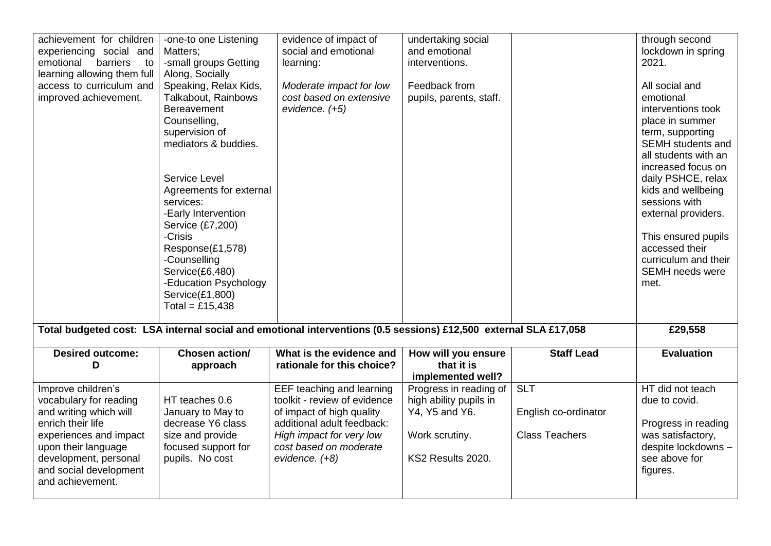| | | | | | |
|---|---|---|---|---|---|
| achievement for children experiencing social and emotional barriers to learning allowing them full access to curriculum and improved achievement. | -one-to one Listening Matters;<br>-small groups Getting Along, Socially Speaking, Relax Kids, Talkabout, Rainbows Bereavement Counselling,<br>supervision of mediators & buddies.<br><br>Service Level Agreements for external services:<br>-Early Intervention Service (£7,200)<br>-Crisis Response(£1,578)<br>-Counselling Service(£6,480)<br>-Education Psychology Service(£1,800)<br>Total = £15,438 | evidence of impact of social and emotional learning:<br><br>*Moderate impact for low cost based on extensive evidence. (+5)* | undertaking social and emotional interventions.<br><br>Feedback from pupils, parents, staff. | | through second lockdown in spring 2021.<br><br>All social and emotional interventions took place in summer term, supporting SEMH students and all students with an increased focus on daily PSHCE, relax kids and wellbeing sessions with external providers.<br><br>This ensured pupils accessed their curriculum and their SEMH needs were met. |
| **Total budgeted cost: LSA internal social and emotional interventions (0.5 sessions) £12,500 external SLA £17,058** | | | | | **£29,558** |
| **Desired outcome: D** | **Chosen action/ approach** | **What is the evidence and rationale for this choice?** | **How will you ensure that it is implemented well?** | **Staff Lead** | **Evaluation** |
| Improve children's vocabulary for reading and writing which will enrich their life experiences and impact upon their language development, personal and social development and achievement. | HT teaches 0.6 January to May to decrease Y6 class size and provide focused support for pupils. No cost | EEF teaching and learning toolkit - review of evidence of impact of high quality additional adult feedback:<br>*High impact for very low cost based on moderate evidence. (+8)* | Progress in reading of high ability pupils in Y4, Y5 and Y6.<br><br>Work scrutiny.<br><br>KS2 Results 2020. | SLT<br><br>English co-ordinator<br><br>Class Teachers | HT did not teach due to covid.<br><br>Progress in reading was satisfactory, despite lockdowns – see above for figures. |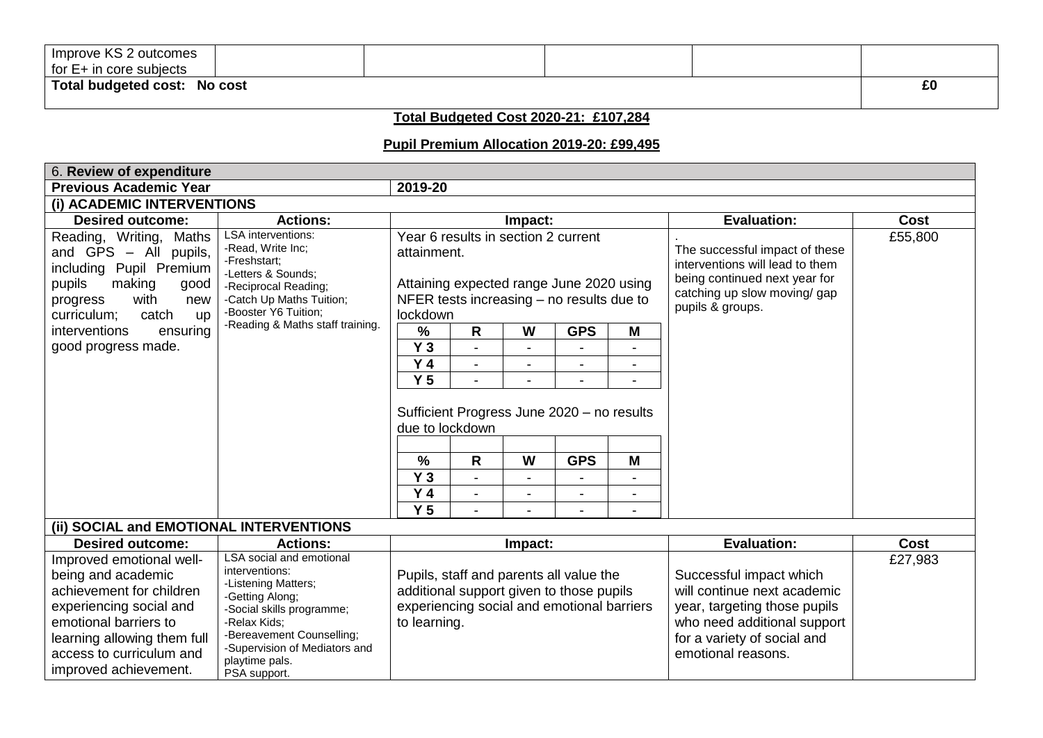| Improve KS 2 outcomes for E+ in core subjects | | | | | |
|---|---|---|---|---|---|
| **Total budgeted cost: No cost** | | | | | **£0** |

**Total Budgeted Cost 2020-21: £107,284**

**Pupil Premium Allocation 2019-20: £99,495**

| 6. **Review of expenditure** | | | | |
|---|---|---|---|---|
| **Previous Academic Year** | | **2019-20** | | |
| **(i) ACADEMIC INTERVENTIONS** | | | | |
| **Desired outcome:** | **Actions:** | **Impact:** | **Evaluation:** | **Cost** |
| Reading, Writing, Maths and GPS – All pupils, including Pupil Premium pupils making good progress with new curriculum; catch up interventions ensuring good progress made. | LSA interventions:<br>-Read, Write Inc;<br>-Freshstart;<br>-Letters & Sounds;<br>-Reciprocal Reading;<br>-Catch Up Maths Tuition;<br>-Booster Y6 Tuition;<br>-Reading & Maths staff training. | Year 6 results in section 2 current attainment.<br><br>Attaining expected range June 2020 using NFER tests increasing – no results due to lockdown<br><br>**%** \| **R** \| **W** \| **GPS** \| **M**<br>**Y 3** \| - \| - \| - \| -<br>**Y 4** \| - \| - \| - \| -<br>**Y 5** \| - \| - \| - \| -<br><br>Sufficient Progress June 2020 – no results due to lockdown<br><br>**%** \| **R** \| **W** \| **GPS** \| **M**<br>**Y 3** \| - \| - \| - \| -<br>**Y 4** \| - \| - \| - \| -<br>**Y 5** \| - \| - \| - \| - | .<br>The successful impact of these interventions will lead to them being continued next year for catching up slow moving/ gap pupils & groups. | £55,800 |
| **(ii) SOCIAL and EMOTIONAL INTERVENTIONS** | | | | |
| **Desired outcome:** | **Actions:** | **Impact:** | **Evaluation:** | **Cost** |
| Improved emotional well-being and academic achievement for children experiencing social and emotional barriers to learning allowing them full access to curriculum and improved achievement. | LSA social and emotional interventions:<br>-Listening Matters;<br>-Getting Along;<br>-Social skills programme;<br>-Relax Kids;<br>-Bereavement Counselling;<br>-Supervision of Mediators and playtime pals.<br>PSA support. | Pupils, staff and parents all value the additional support given to those pupils experiencing social and emotional barriers to learning. | Successful impact which will continue next academic year, targeting those pupils who need additional support for a variety of social and emotional reasons. | £27,983 |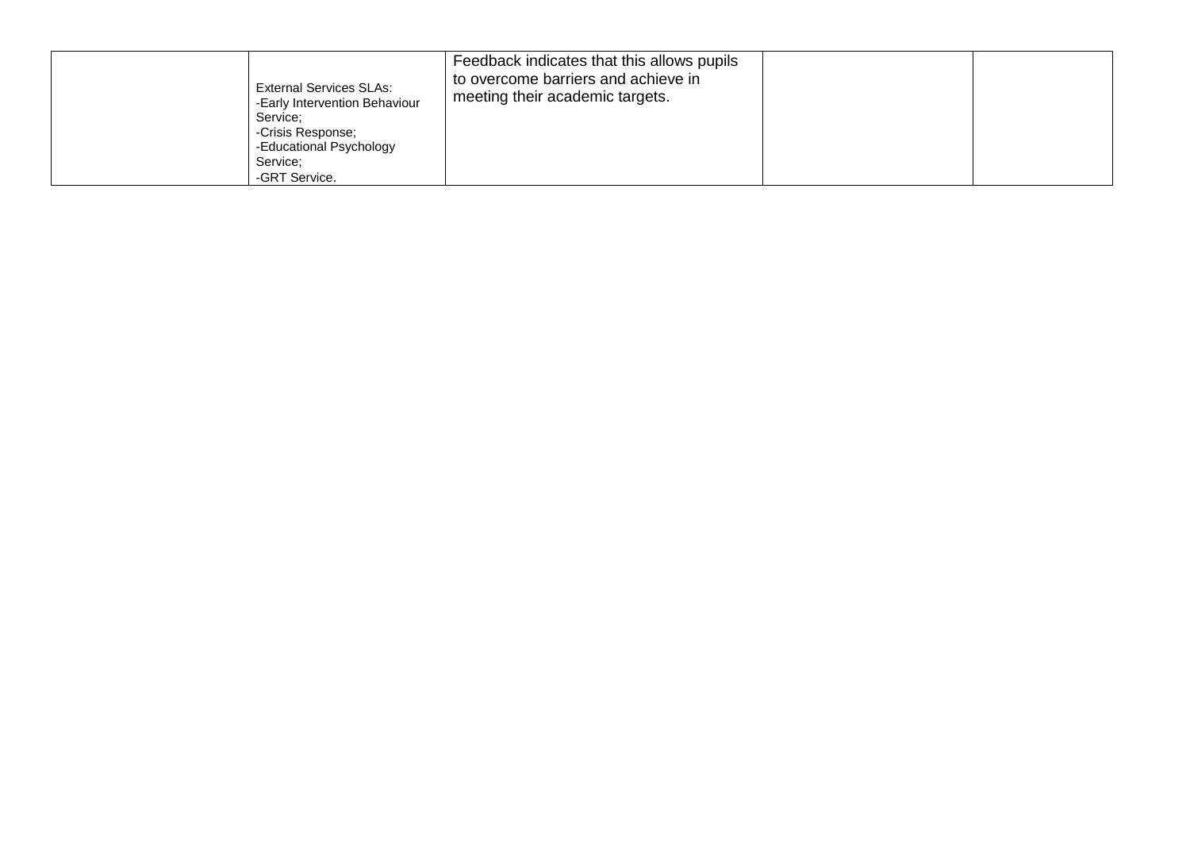| | | | | |
|---|---|---|---|---|
| | External Services SLAs:<br>-Early Intervention Behaviour Service;<br>-Crisis Response;<br>-Educational Psychology Service;<br>-GRT Service. | Feedback indicates that this allows pupils to overcome barriers and achieve in meeting their academic targets. | | |